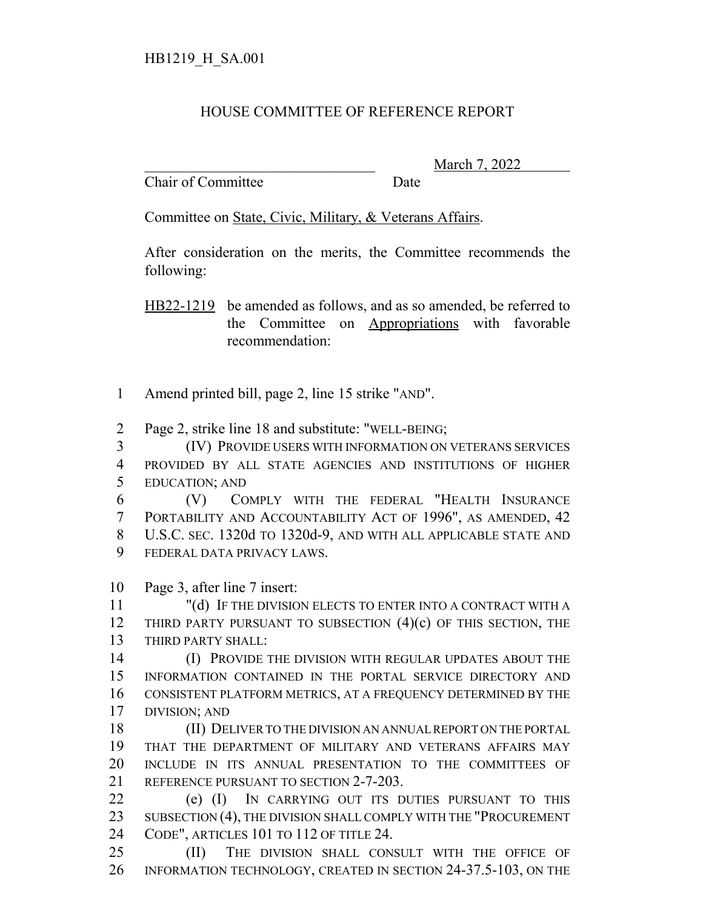HB1219_H_SA.001

# HOUSE COMMITTEE OF REFERENCE REPORT

________________________________ March 7, 2022
Chair of Committee Date

Committee on State, Civic, Military, & Veterans Affairs.

After consideration on the merits, the Committee recommends the following:

HB22-1219 be amended as follows, and as so amended, be referred to the Committee on Appropriations with favorable recommendation:

1 Amend printed bill, page 2, line 15 strike "AND".

2 Page 2, strike line 18 and substitute: "WELL-BEING;
3 (IV) PROVIDE USERS WITH INFORMATION ON VETERANS SERVICES
4 PROVIDED BY ALL STATE AGENCIES AND INSTITUTIONS OF HIGHER
5 EDUCATION; AND
6 (V) COMPLY WITH THE FEDERAL "HEALTH INSURANCE
7 PORTABILITY AND ACCOUNTABILITY ACT OF 1996", AS AMENDED, 42
8 U.S.C. SEC. 1320d TO 1320d-9, AND WITH ALL APPLICABLE STATE AND
9 FEDERAL DATA PRIVACY LAWS.

10 Page 3, after line 7 insert:
11 "(d) IF THE DIVISION ELECTS TO ENTER INTO A CONTRACT WITH A
12 THIRD PARTY PURSUANT TO SUBSECTION (4)(c) OF THIS SECTION, THE
13 THIRD PARTY SHALL:
14 (I) PROVIDE THE DIVISION WITH REGULAR UPDATES ABOUT THE
15 INFORMATION CONTAINED IN THE PORTAL SERVICE DIRECTORY AND
16 CONSISTENT PLATFORM METRICS, AT A FREQUENCY DETERMINED BY THE
17 DIVISION; AND
18 (II) DELIVER TO THE DIVISION AN ANNUAL REPORT ON THE PORTAL
19 THAT THE DEPARTMENT OF MILITARY AND VETERANS AFFAIRS MAY
20 INCLUDE IN ITS ANNUAL PRESENTATION TO THE COMMITTEES OF
21 REFERENCE PURSUANT TO SECTION 2-7-203.
22 (e) (I) IN CARRYING OUT ITS DUTIES PURSUANT TO THIS
23 SUBSECTION (4), THE DIVISION SHALL COMPLY WITH THE "PROCUREMENT
24 CODE", ARTICLES 101 TO 112 OF TITLE 24.
25 (II) THE DIVISION SHALL CONSULT WITH THE OFFICE OF
26 INFORMATION TECHNOLOGY, CREATED IN SECTION 24-37.5-103, ON THE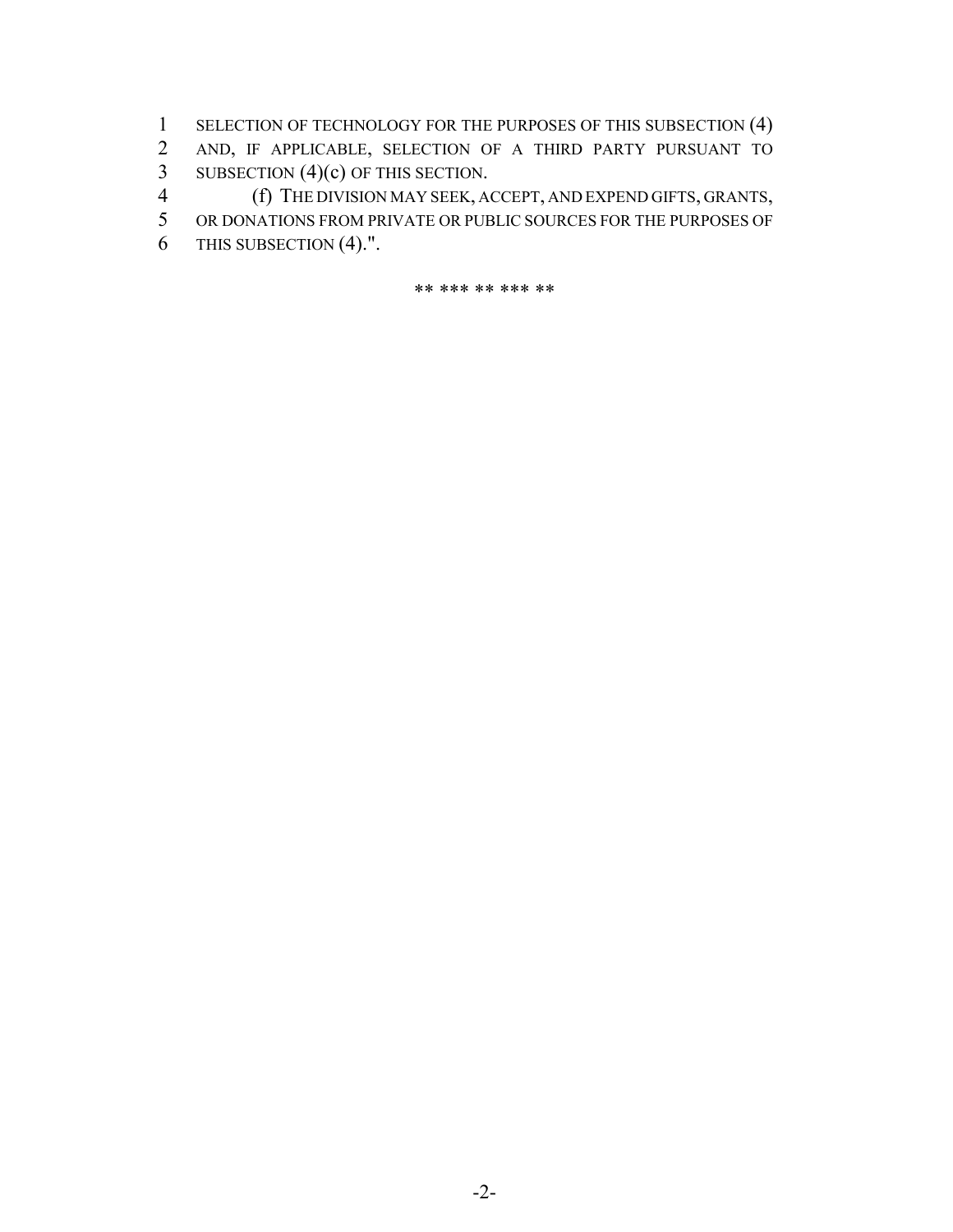SELECTION OF TECHNOLOGY FOR THE PURPOSES OF THIS SUBSECTION (4) AND, IF APPLICABLE, SELECTION OF A THIRD PARTY PURSUANT TO SUBSECTION (4)(c) OF THIS SECTION.

(f) THE DIVISION MAY SEEK, ACCEPT, AND EXPEND GIFTS, GRANTS, OR DONATIONS FROM PRIVATE OR PUBLIC SOURCES FOR THE PURPOSES OF THIS SUBSECTION (4).".

** *** ** *** **